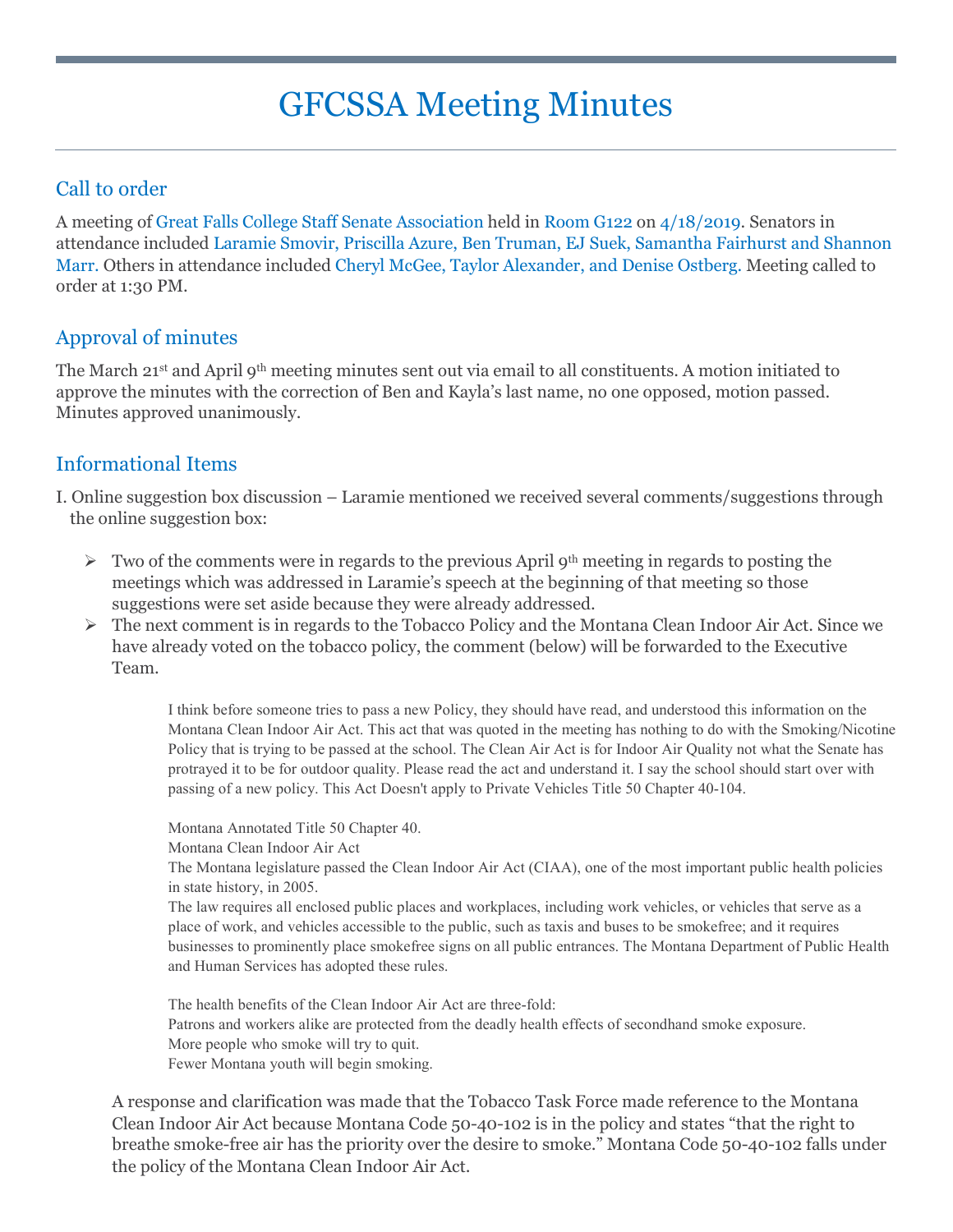# GFCSSA Meeting Minutes

## Call to order

A meeting of Great Falls College Staff Senate Association held in Room G122 on 4/18/2019. Senators in attendance included Laramie Smovir, Priscilla Azure, Ben Truman, EJ Suek, Samantha Fairhurst and Shannon Marr. Others in attendance included Cheryl McGee, Taylor Alexander, and Denise Ostberg. Meeting called to order at 1:30 PM.

## Approval of minutes

The March 21st and April 9th meeting minutes sent out via email to all constituents. A motion initiated to approve the minutes with the correction of Ben and Kayla's last name, no one opposed, motion passed. Minutes approved unanimously.

## Informational Items

I. Online suggestion box discussion – Laramie mentioned we received several comments/suggestions through the online suggestion box:

- Two of the comments were in regards to the previous April 9th meeting in regards to posting the meetings which was addressed in Laramie's speech at the beginning of that meeting so those suggestions were set aside because they were already addressed.
- The next comment is in regards to the Tobacco Policy and the Montana Clean Indoor Air Act. Since we have already voted on the tobacco policy, the comment (below) will be forwarded to the Executive Team.

> I think before someone tries to pass a new Policy, they should have read, and understood this information on the Montana Clean Indoor Air Act. This act that was quoted in the meeting has nothing to do with the Smoking/Nicotine Policy that is trying to be passed at the school. The Clean Air Act is for Indoor Air Quality not what the Senate has protrayed it to be for outdoor quality. Please read the act and understand it. I say the school should start over with passing of a new policy. This Act Doesn't apply to Private Vehicles Title 50 Chapter 40-104.
>
> Montana Annotated Title 50 Chapter 40.
> Montana Clean Indoor Air Act
> The Montana legislature passed the Clean Indoor Air Act (CIAA), one of the most important public health policies in state history, in 2005.
> The law requires all enclosed public places and workplaces, including work vehicles, or vehicles that serve as a place of work, and vehicles accessible to the public, such as taxis and buses to be smokefree; and it requires businesses to prominently place smokefree signs on all public entrances. The Montana Department of Public Health and Human Services has adopted these rules.
>
> The health benefits of the Clean Indoor Air Act are three-fold:
> Patrons and workers alike are protected from the deadly health effects of secondhand smoke exposure.
> More people who smoke will try to quit.
> Fewer Montana youth will begin smoking.

A response and clarification was made that the Tobacco Task Force made reference to the Montana Clean Indoor Air Act because Montana Code 50-40-102 is in the policy and states "that the right to breathe smoke-free air has the priority over the desire to smoke." Montana Code 50-40-102 falls under the policy of the Montana Clean Indoor Air Act.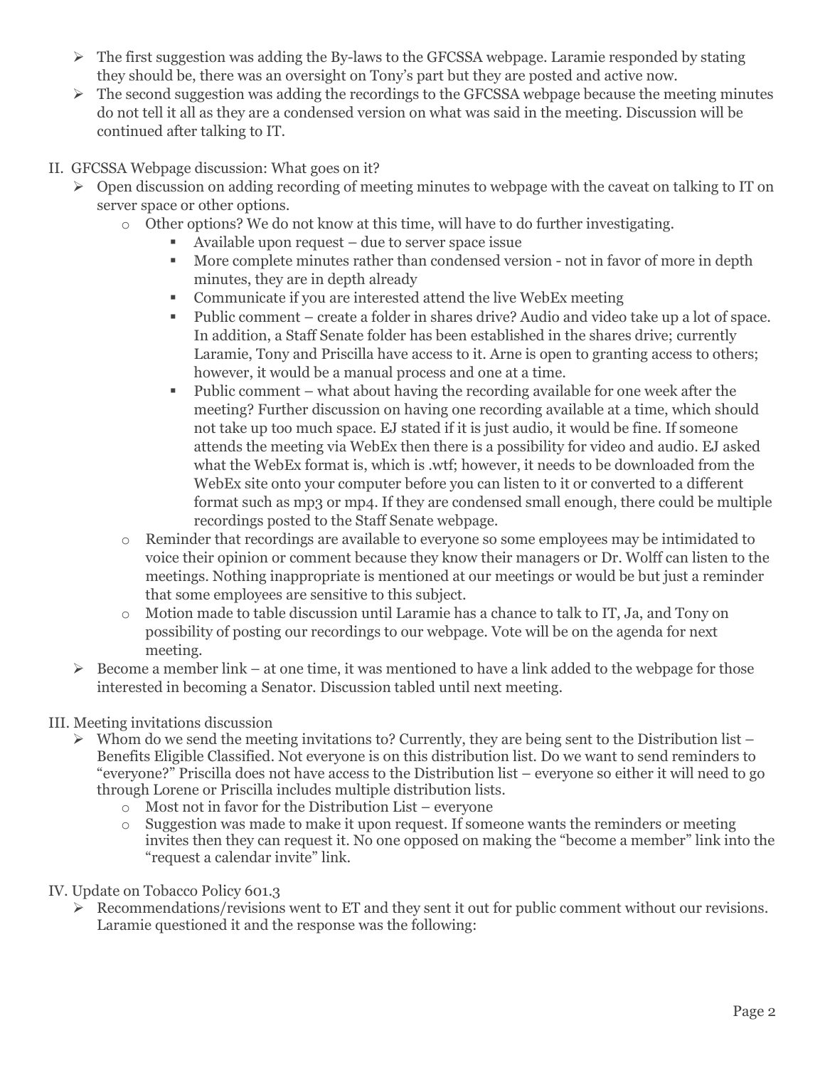- The first suggestion was adding the By-laws to the GFCSSA webpage. Laramie responded by stating they should be, there was an oversight on Tony's part but they are posted and active now.
- The second suggestion was adding the recordings to the GFCSSA webpage because the meeting minutes do not tell it all as they are a condensed version on what was said in the meeting. Discussion will be continued after talking to IT.

II. GFCSSA Webpage discussion: What goes on it?

- Open discussion on adding recording of meeting minutes to webpage with the caveat on talking to IT on server space or other options.
  - Other options? We do not know at this time, will have to do further investigating.
    - Available upon request – due to server space issue
    - More complete minutes rather than condensed version - not in favor of more in depth minutes, they are in depth already
    - Communicate if you are interested attend the live WebEx meeting
    - Public comment – create a folder in shares drive? Audio and video take up a lot of space. In addition, a Staff Senate folder has been established in the shares drive; currently Laramie, Tony and Priscilla have access to it. Arne is open to granting access to others; however, it would be a manual process and one at a time.
    - Public comment – what about having the recording available for one week after the meeting? Further discussion on having one recording available at a time, which should not take up too much space. EJ stated if it is just audio, it would be fine. If someone attends the meeting via WebEx then there is a possibility for video and audio. EJ asked what the WebEx format is, which is .wtf; however, it needs to be downloaded from the WebEx site onto your computer before you can listen to it or converted to a different format such as mp3 or mp4. If they are condensed small enough, there could be multiple recordings posted to the Staff Senate webpage.
  - Reminder that recordings are available to everyone so some employees may be intimidated to voice their opinion or comment because they know their managers or Dr. Wolff can listen to the meetings. Nothing inappropriate is mentioned at our meetings or would be but just a reminder that some employees are sensitive to this subject.
  - Motion made to table discussion until Laramie has a chance to talk to IT, Ja, and Tony on possibility of posting our recordings to our webpage. Vote will be on the agenda for next meeting.
- Become a member link – at one time, it was mentioned to have a link added to the webpage for those interested in becoming a Senator. Discussion tabled until next meeting.

III. Meeting invitations discussion

- Whom do we send the meeting invitations to? Currently, they are being sent to the Distribution list – Benefits Eligible Classified. Not everyone is on this distribution list. Do we want to send reminders to "everyone?" Priscilla does not have access to the Distribution list – everyone so either it will need to go through Lorene or Priscilla includes multiple distribution lists.
  - Most not in favor for the Distribution List – everyone
  - Suggestion was made to make it upon request. If someone wants the reminders or meeting invites then they can request it. No one opposed on making the "become a member" link into the "request a calendar invite" link.

IV. Update on Tobacco Policy 601.3

- Recommendations/revisions went to ET and they sent it out for public comment without our revisions. Laramie questioned it and the response was the following: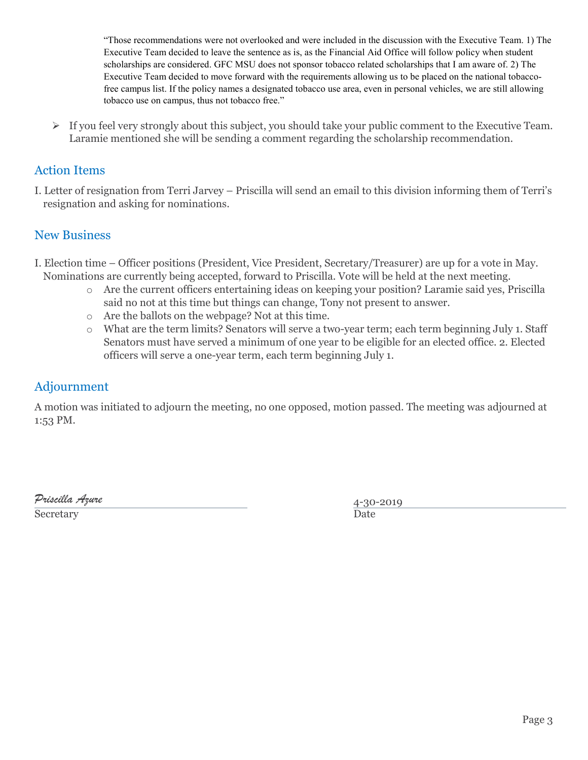"Those recommendations were not overlooked and were included in the discussion with the Executive Team. 1) The Executive Team decided to leave the sentence as is, as the Financial Aid Office will follow policy when student scholarships are considered. GFC MSU does not sponsor tobacco related scholarships that I am aware of. 2) The Executive Team decided to move forward with the requirements allowing us to be placed on the national tobacco-free campus list. If the policy names a designated tobacco use area, even in personal vehicles, we are still allowing tobacco use on campus, thus not tobacco free."

- If you feel very strongly about this subject, you should take your public comment to the Executive Team. Laramie mentioned she will be sending a comment regarding the scholarship recommendation.

## Action Items

I. Letter of resignation from Terri Jarvey – Priscilla will send an email to this division informing them of Terri's resignation and asking for nominations.

## New Business

I. Election time – Officer positions (President, Vice President, Secretary/Treasurer) are up for a vote in May. Nominations are currently being accepted, forward to Priscilla. Vote will be held at the next meeting.

- Are the current officers entertaining ideas on keeping your position? Laramie said yes, Priscilla said no not at this time but things can change, Tony not present to answer.
- Are the ballots on the webpage? Not at this time.
- What are the term limits? Senators will serve a two-year term; each term beginning July 1. Staff Senators must have served a minimum of one year to be eligible for an elected office. 2. Elected officers will serve a one-year term, each term beginning July 1.

## Adjournment

A motion was initiated to adjourn the meeting, no one opposed, motion passed. The meeting was adjourned at 1:53 PM.

*Priscilla Azure*
Secretary

4-30-2019
Date